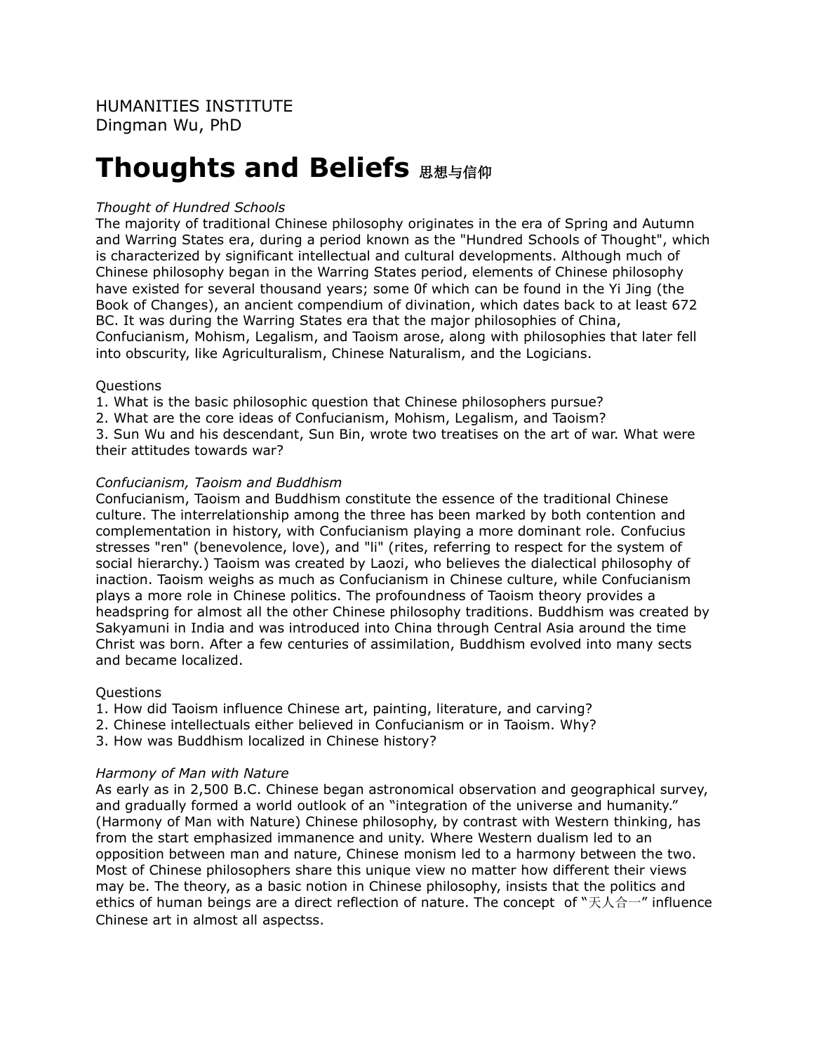HUMANITIES INSTITUTE
Dingman Wu, PhD

# Thoughts and Beliefs 思想与信仰

*Thought of Hundred Schools*

The majority of traditional Chinese philosophy originates in the era of Spring and Autumn and Warring States era, during a period known as the "Hundred Schools of Thought", which is characterized by significant intellectual and cultural developments. Although much of Chinese philosophy began in the Warring States period, elements of Chinese philosophy have existed for several thousand years; some 0f which can be found in the Yi Jing (the Book of Changes), an ancient compendium of divination, which dates back to at least 672 BC. It was during the Warring States era that the major philosophies of China, Confucianism, Mohism, Legalism, and Taoism arose, along with philosophies that later fell into obscurity, like Agriculturalism, Chinese Naturalism, and the Logicians.

Questions

1. What is the basic philosophic question that Chinese philosophers pursue?
2. What are the core ideas of Confucianism, Mohism, Legalism, and Taoism?
3. Sun Wu and his descendant, Sun Bin, wrote two treatises on the art of war. What were their attitudes towards war?

*Confucianism, Taoism and Buddhism*

Confucianism, Taoism and Buddhism constitute the essence of the traditional Chinese culture. The interrelationship among the three has been marked by both contention and complementation in history, with Confucianism playing a more dominant role. Confucius stresses "ren" (benevolence, love), and "li" (rites, referring to respect for the system of social hierarchy.) Taoism was created by Laozi, who believes the dialectical philosophy of inaction. Taoism weighs as much as Confucianism in Chinese culture, while Confucianism plays a more role in Chinese politics. The profoundness of Taoism theory provides a headspring for almost all the other Chinese philosophy traditions. Buddhism was created by Sakyamuni in India and was introduced into China through Central Asia around the time Christ was born. After a few centuries of assimilation, Buddhism evolved into many sects and became localized.

Questions

1. How did Taoism influence Chinese art, painting, literature, and carving?
2. Chinese intellectuals either believed in Confucianism or in Taoism. Why?
3. How was Buddhism localized in Chinese history?

*Harmony of Man with Nature*

As early as in 2,500 B.C. Chinese began astronomical observation and geographical survey, and gradually formed a world outlook of an "integration of the universe and humanity." (Harmony of Man with Nature) Chinese philosophy, by contrast with Western thinking, has from the start emphasized immanence and unity. Where Western dualism led to an opposition between man and nature, Chinese monism led to a harmony between the two. Most of Chinese philosophers share this unique view no matter how different their views may be. The theory, as a basic notion in Chinese philosophy, insists that the politics and ethics of human beings are a direct reflection of nature. The concept of "天人合一" influence Chinese art in almost all aspectss.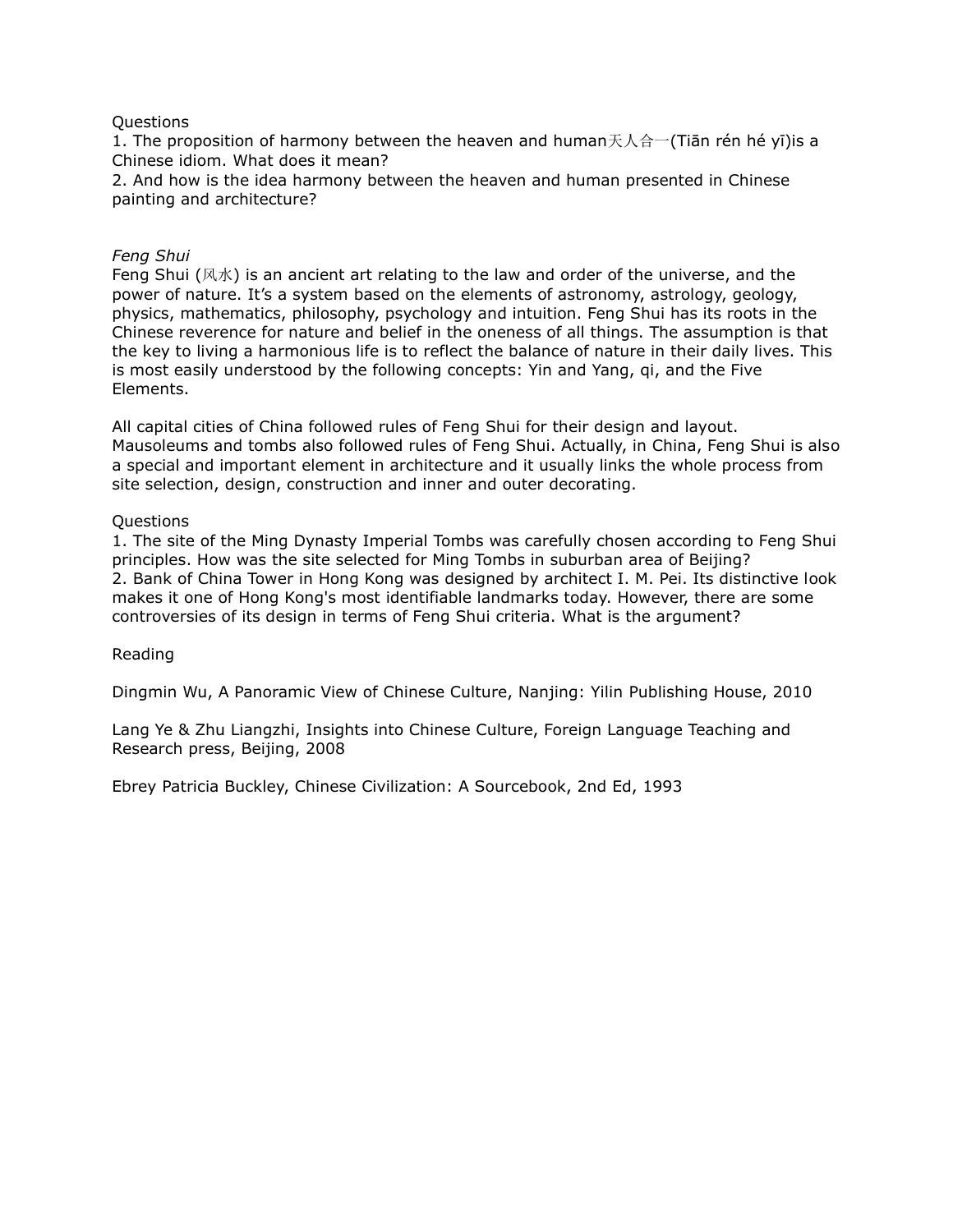Questions

1. The proposition of harmony between the heaven and human天人合一(Tiān rén hé yī)is a Chinese idiom. What does it mean?
2. And how is the idea harmony between the heaven and human presented in Chinese painting and architecture?

*Feng Shui*

Feng Shui (风水) is an ancient art relating to the law and order of the universe, and the power of nature. It's a system based on the elements of astronomy, astrology, geology, physics, mathematics, philosophy, psychology and intuition. Feng Shui has its roots in the Chinese reverence for nature and belief in the oneness of all things. The assumption is that the key to living a harmonious life is to reflect the balance of nature in their daily lives. This is most easily understood by the following concepts: Yin and Yang, qi, and the Five Elements.

All capital cities of China followed rules of Feng Shui for their design and layout. Mausoleums and tombs also followed rules of Feng Shui. Actually, in China, Feng Shui is also a special and important element in architecture and it usually links the whole process from site selection, design, construction and inner and outer decorating.

Questions

1. The site of the Ming Dynasty Imperial Tombs was carefully chosen according to Feng Shui principles. How was the site selected for Ming Tombs in suburban area of Beijing?
2. Bank of China Tower in Hong Kong was designed by architect I. M. Pei. Its distinctive look makes it one of Hong Kong's most identifiable landmarks today. However, there are some controversies of its design in terms of Feng Shui criteria. What is the argument?

Reading

Dingmin Wu, A Panoramic View of Chinese Culture, Nanjing: Yilin Publishing House, 2010

Lang Ye & Zhu Liangzhi, Insights into Chinese Culture, Foreign Language Teaching and Research press, Beijing, 2008

Ebrey Patricia Buckley, Chinese Civilization: A Sourcebook, 2nd Ed, 1993